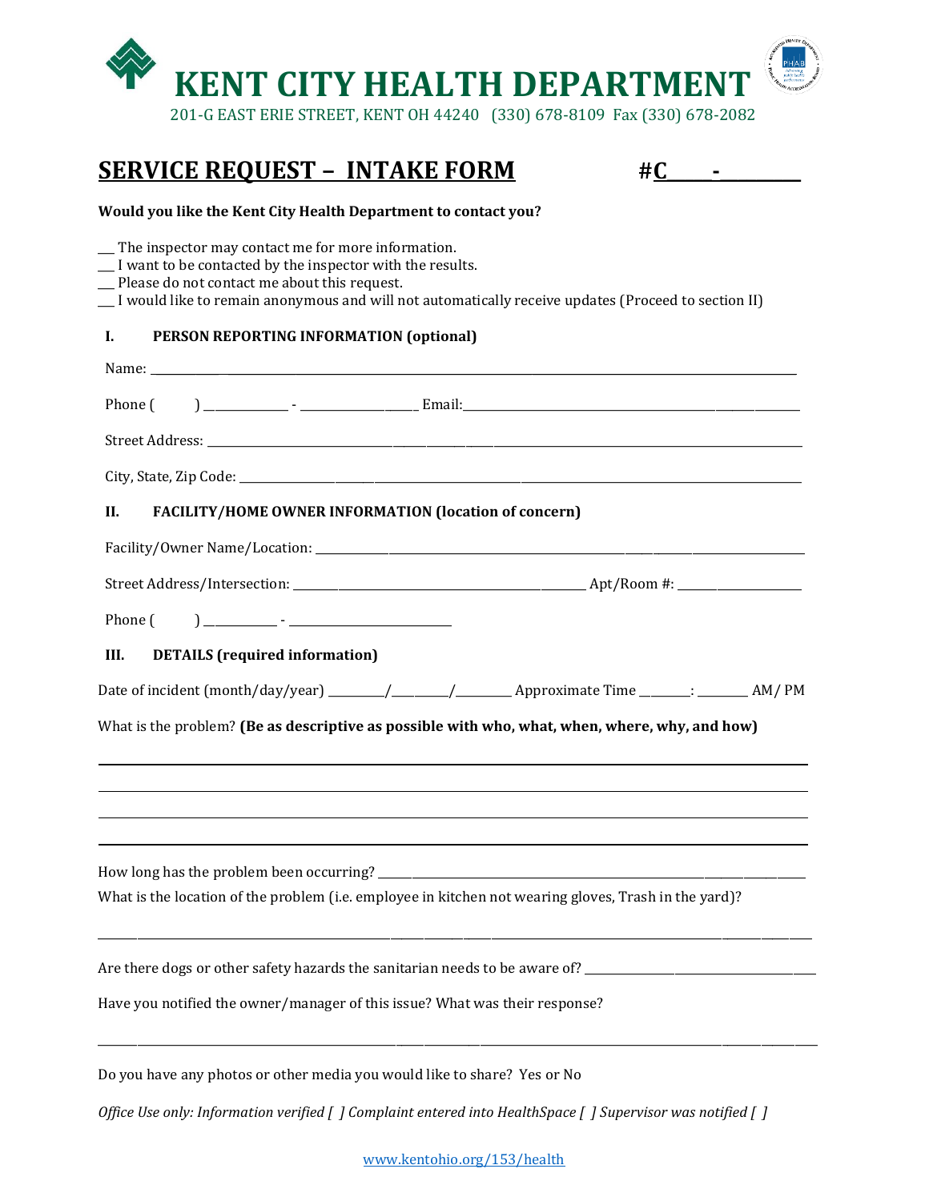# KENT CITY HEALTH DEPARTMENT

201-G EAST ERIE STREET, KENT OH 44240 (330) 678-8109 Fax (330) 678-2082

## SERVICE REQUEST – INTAKE FORM

#C_____-_________

**Would you like the Kent City Health Department to contact you?**

___ The inspector may contact me for more information.
___ I want to be contacted by the inspector with the results.
___ Please do not contact me about this request.
___ I would like to remain anonymous and will not automatically receive updates (Proceed to section II)

### I. PERSON REPORTING INFORMATION (optional)

Name: ____________________________________________________________

Phone (       ) __________ - ______________ Email: ______________________________

Street Address: ____________________________________________________________

City, State, Zip Code: ____________________________________________________________

### II. FACILITY/HOME OWNER INFORMATION (location of concern)

Facility/Owner Name/Location: ____________________________________________________________

Street Address/Intersection: ______________________________ Apt/Room #: ______________

Phone (       ) _________ - ____________________

### III. DETAILS (required information)

Date of incident (month/day/year) _______/_______/_______ Approximate Time ______: _______ AM/ PM

What is the problem? **(Be as descriptive as possible with who, what, when, where, why, and how)**

____________________________________________________________

____________________________________________________________

____________________________________________________________

____________________________________________________________

How long has the problem been occurring? ____________________________________________________________

What is the location of the problem (i.e. employee in kitchen not wearing gloves, Trash in the yard)?

____________________________________________________________

Are there dogs or other safety hazards the sanitarian needs to be aware of? ______________________________

Have you notified the owner/manager of this issue? What was their response?

____________________________________________________________

Do you have any photos or other media you would like to share? Yes or No

*Office Use only: Information verified [ ] Complaint entered into HealthSpace [ ] Supervisor was notified [ ]*

www.kentohio.org/153/health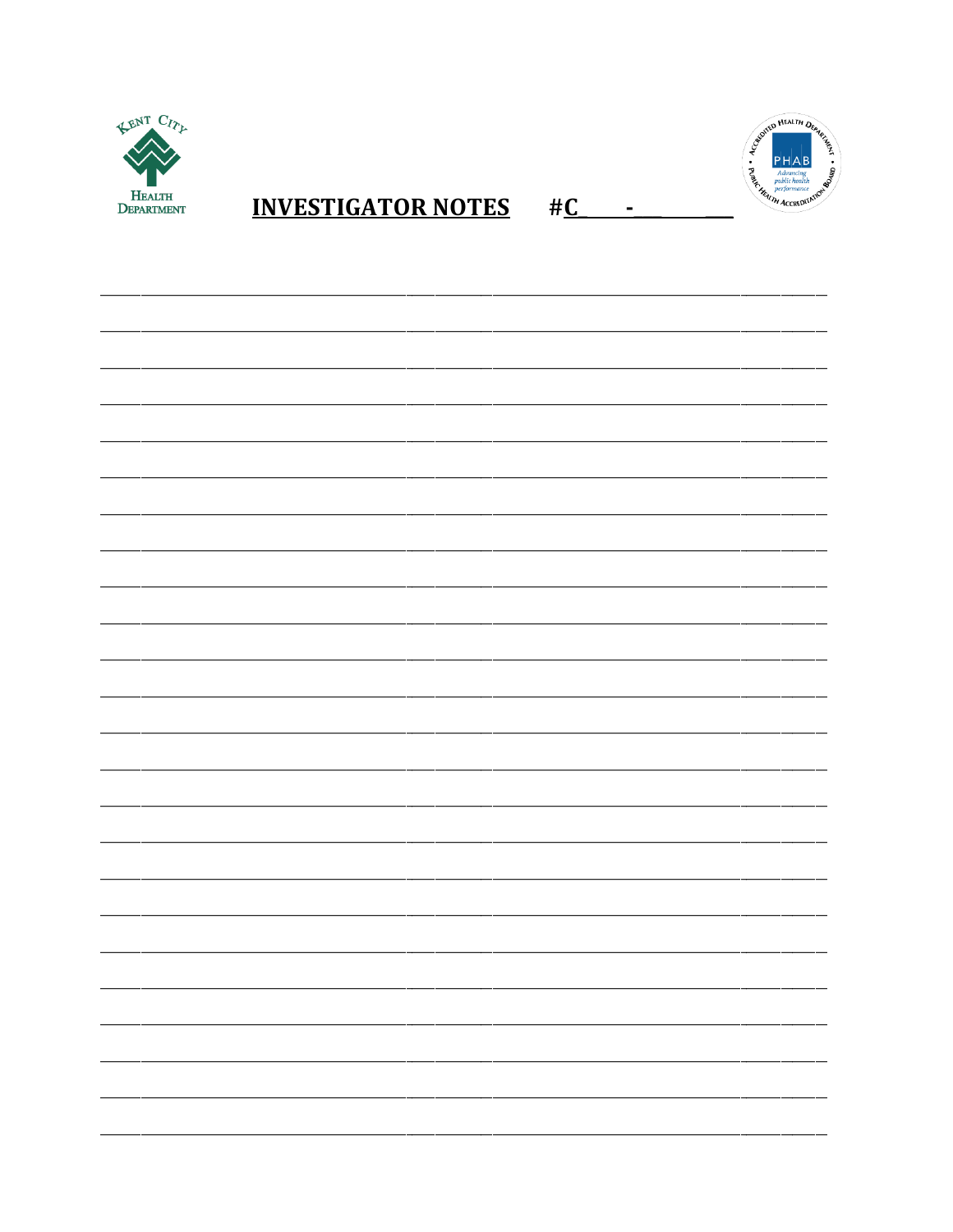# INVESTIGATOR NOTES #C_____-__________

______________________________________________________________________________

______________________________________________________________________________

______________________________________________________________________________

______________________________________________________________________________

______________________________________________________________________________

______________________________________________________________________________

______________________________________________________________________________

______________________________________________________________________________

______________________________________________________________________________

______________________________________________________________________________

______________________________________________________________________________

______________________________________________________________________________

______________________________________________________________________________

______________________________________________________________________________

______________________________________________________________________________

______________________________________________________________________________

______________________________________________________________________________

______________________________________________________________________________

______________________________________________________________________________

______________________________________________________________________________

______________________________________________________________________________

______________________________________________________________________________

______________________________________________________________________________

______________________________________________________________________________